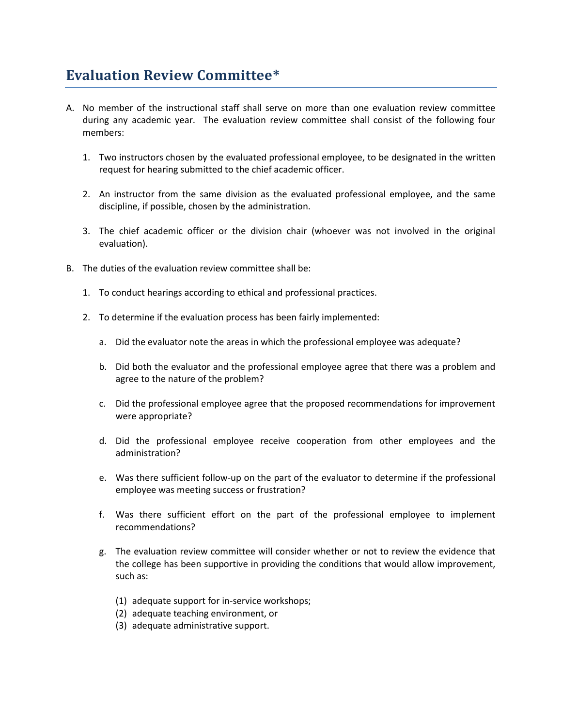# Evaluation Review Committee*

A. No member of the instructional staff shall serve on more than one evaluation review committee during any academic year. The evaluation review committee shall consist of the following four members:

   1. Two instructors chosen by the evaluated professional employee, to be designated in the written request for hearing submitted to the chief academic officer.

   2. An instructor from the same division as the evaluated professional employee, and the same discipline, if possible, chosen by the administration.

   3. The chief academic officer or the division chair (whoever was not involved in the original evaluation).

B. The duties of the evaluation review committee shall be:

   1. To conduct hearings according to ethical and professional practices.

   2. To determine if the evaluation process has been fairly implemented:

      a. Did the evaluator note the areas in which the professional employee was adequate?

      b. Did both the evaluator and the professional employee agree that there was a problem and agree to the nature of the problem?

      c. Did the professional employee agree that the proposed recommendations for improvement were appropriate?

      d. Did the professional employee receive cooperation from other employees and the administration?

      e. Was there sufficient follow-up on the part of the evaluator to determine if the professional employee was meeting success or frustration?

      f. Was there sufficient effort on the part of the professional employee to implement recommendations?

      g. The evaluation review committee will consider whether or not to review the evidence that the college has been supportive in providing the conditions that would allow improvement, such as:

         (1) adequate support for in-service workshops;
         (2) adequate teaching environment, or
         (3) adequate administrative support.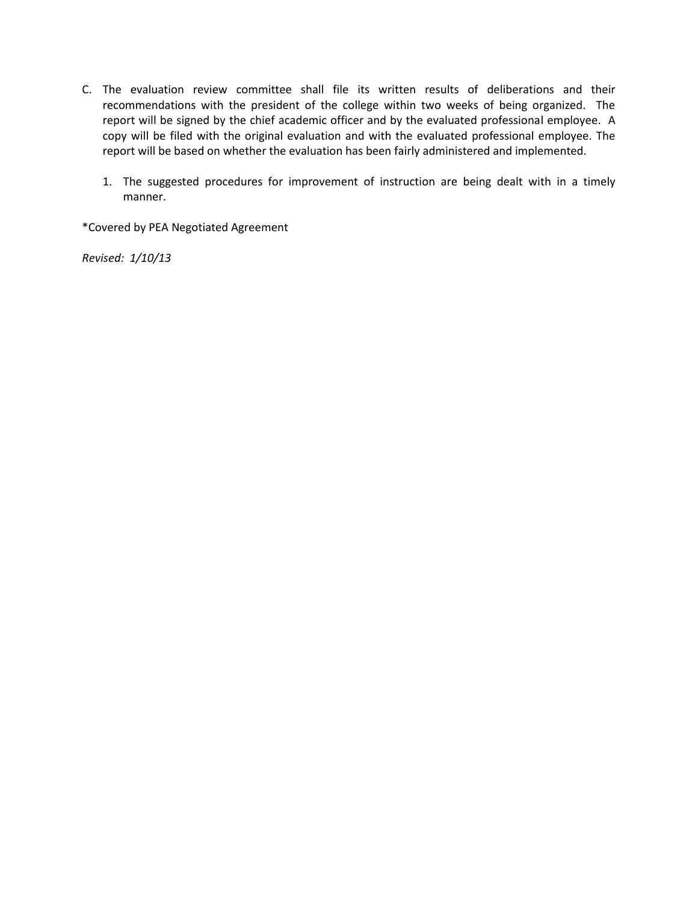C. The evaluation review committee shall file its written results of deliberations and their recommendations with the president of the college within two weeks of being organized. The report will be signed by the chief academic officer and by the evaluated professional employee. A copy will be filed with the original evaluation and with the evaluated professional employee. The report will be based on whether the evaluation has been fairly administered and implemented.

   1. The suggested procedures for improvement of instruction are being dealt with in a timely manner.

*Covered by PEA Negotiated Agreement

*Revised: 1/10/13*